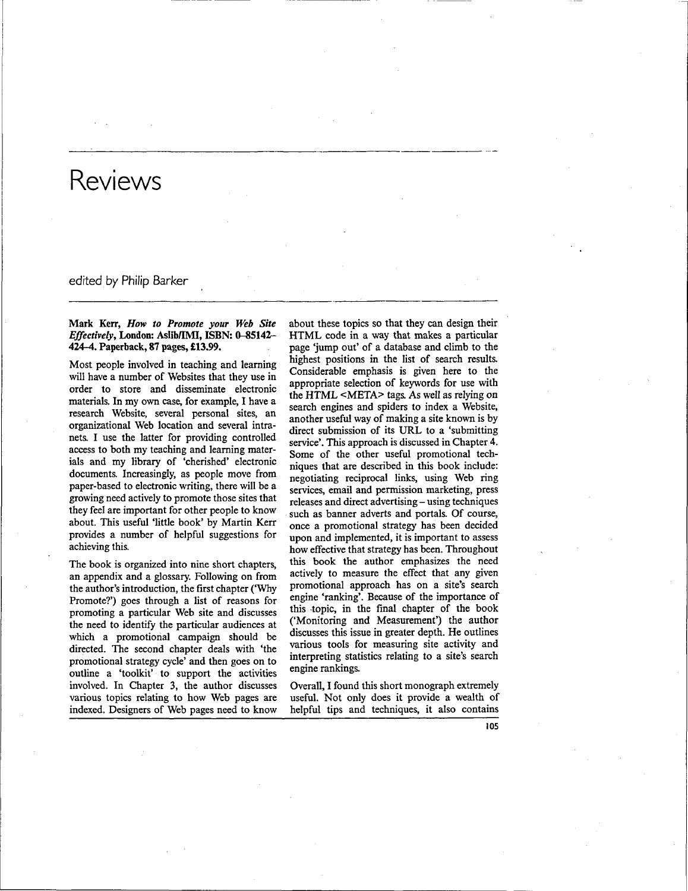# Reviews

edited by Philip Barker

**Mark Kerr, *How to Promote your Web Site Effectively*, London: Aslib/IMI, ISBN: 0–85142–424–4. Paperback, 87 pages, £13.99.**

Most people involved in teaching and learning will have a number of Websites that they use in order to store and disseminate electronic materials. In my own case, for example, I have a research Website, several personal sites, an organizational Web location and several intranets. I use the latter for providing controlled access to both my teaching and learning materials and my library of 'cherished' electronic documents. Increasingly, as people move from paper-based to electronic writing, there will be a growing need actively to promote those sites that they feel are important for other people to know about. This useful 'little book' by Martin Kerr provides a number of helpful suggestions for achieving this.

The book is organized into nine short chapters, an appendix and a glossary. Following on from the author's introduction, the first chapter ('Why Promote?') goes through a list of reasons for promoting a particular Web site and discusses the need to identify the particular audiences at which a promotional campaign should be directed. The second chapter deals with 'the promotional strategy cycle' and then goes on to outline a 'toolkit' to support the activities involved. In Chapter 3, the author discusses various topics relating to how Web pages are indexed. Designers of Web pages need to know about these topics so that they can design their HTML code in a way that makes a particular page 'jump out' of a database and climb to the highest positions in the list of search results. Considerable emphasis is given here to the appropriate selection of keywords for use with the HTML <META> tags. As well as relying on search engines and spiders to index a Website, another useful way of making a site known is by direct submission of its URL to a 'submitting service'. This approach is discussed in Chapter 4. Some of the other useful promotional techniques that are described in this book include: negotiating reciprocal links, using Web ring services, email and permission marketing, press releases and direct advertising – using techniques such as banner adverts and portals. Of course, once a promotional strategy has been decided upon and implemented, it is important to assess how effective that strategy has been. Throughout this book the author emphasizes the need actively to measure the effect that any given promotional approach has on a site's search engine 'ranking'. Because of the importance of this topic, in the final chapter of the book ('Monitoring and Measurement') the author discusses this issue in greater depth. He outlines various tools for measuring site activity and interpreting statistics relating to a site's search engine rankings.

Overall, I found this short monograph extremely useful. Not only does it provide a wealth of helpful tips and techniques, it also contains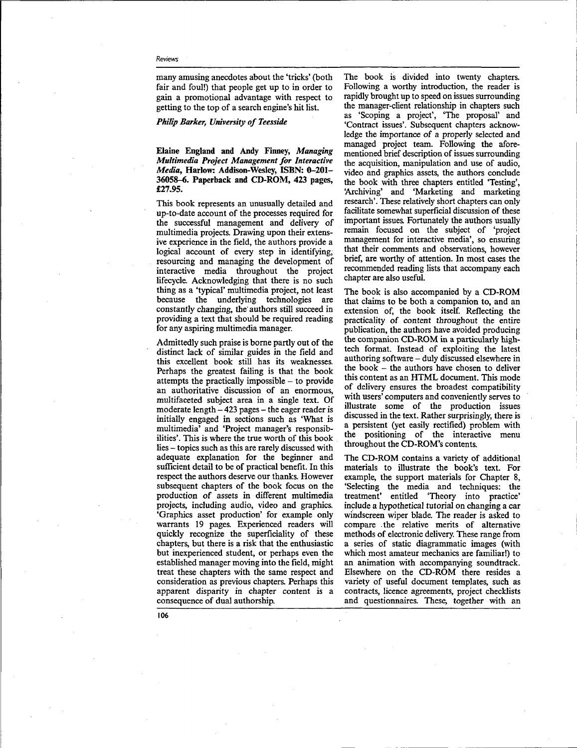many amusing anecdotes about the 'tricks' (both fair and foul!) that people get up to in order to gain a promotional advantage with respect to getting to the top of a search engine's hit list.

*Philip Barker, University of Teesside*

**Elaine England and Andy Finney, *Managing Multimedia Project Management for Interactive Media*, Harlow: Addison-Wesley, ISBN: 0–201–36058–6. Paperback and CD-ROM, 423 pages, £27.95.**

This book represents an unusually detailed and up-to-date account of the processes required for the successful management and delivery of multimedia projects. Drawing upon their extensive experience in the field, the authors provide a logical account of every step in identifying, resourcing and managing the development of interactive media throughout the project lifecycle. Acknowledging that there is no such thing as a 'typical' multimedia project, not least because the underlying technologies are constantly changing, the authors still succeed in providing a text that should be required reading for any aspiring multimedia manager.

Admittedly such praise is borne partly out of the distinct lack of similar guides in the field and this excellent book still has its weaknesses. Perhaps the greatest failing is that the book attempts the practically impossible – to provide an authoritative discussion of an enormous, multifaceted subject area in a single text. Of moderate length – 423 pages – the eager reader is initially engaged in sections such as 'What is multimedia' and 'Project manager's responsibilities'. This is where the true worth of this book lies – topics such as this are rarely discussed with adequate explanation for the beginner and sufficient detail to be of practical benefit. In this respect the authors deserve our thanks. However subsequent chapters of the book focus on the production of assets in different multimedia projects, including audio, video and graphics. 'Graphics asset production' for example only warrants 19 pages. Experienced readers will quickly recognize the superficiality of these chapters, but there is a risk that the enthusiastic but inexperienced student, or perhaps even the established manager moving into the field, might treat these chapters with the same respect and consideration as previous chapters. Perhaps this apparent disparity in chapter content is a consequence of dual authorship.

The book is divided into twenty chapters. Following a worthy introduction, the reader is rapidly brought up to speed on issues surrounding the manager-client relationship in chapters such as 'Scoping a project', 'The proposal' and 'Contract issues'. Subsequent chapters acknowledge the importance of a properly selected and managed project team. Following the aforementioned brief description of issues surrounding the acquisition, manipulation and use of audio, video and graphics assets, the authors conclude the book with three chapters entitled 'Testing', 'Archiving' and 'Marketing and marketing research'. These relatively short chapters can only facilitate somewhat superficial discussion of these important issues. Fortunately the authors usually remain focused on the subject of 'project management for interactive media', so ensuring that their comments and observations, however brief, are worthy of attention. In most cases the recommended reading lists that accompany each chapter are also useful.

The book is also accompanied by a CD-ROM that claims to be both a companion to, and an extension of, the book itself. Reflecting the practicality of content throughout the entire publication, the authors have avoided producing the companion CD-ROM in a particularly high-tech format. Instead of exploiting the latest authoring software – duly discussed elsewhere in the book – the authors have chosen to deliver this content as an HTML document. This mode of delivery ensures the broadest compatibility with users' computers and conveniently serves to illustrate some of the production issues discussed in the text. Rather surprisingly, there is a persistent (yet easily rectified) problem with the positioning of the interactive menu throughout the CD-ROM's contents.

The CD-ROM contains a variety of additional materials to illustrate the book's text. For example, the support materials for Chapter 8, 'Selecting the media and techniques: the treatment' entitled 'Theory into practice' include a hypothetical tutorial on changing a car windscreen wiper blade. The reader is asked to compare the relative merits of alternative methods of electronic delivery. These range from a series of static diagrammatic images (with which most amateur mechanics are familiar!) to an animation with accompanying soundtrack. Elsewhere on the CD-ROM there resides a variety of useful document templates, such as contracts, licence agreements, project checklists and questionnaires. These, together with an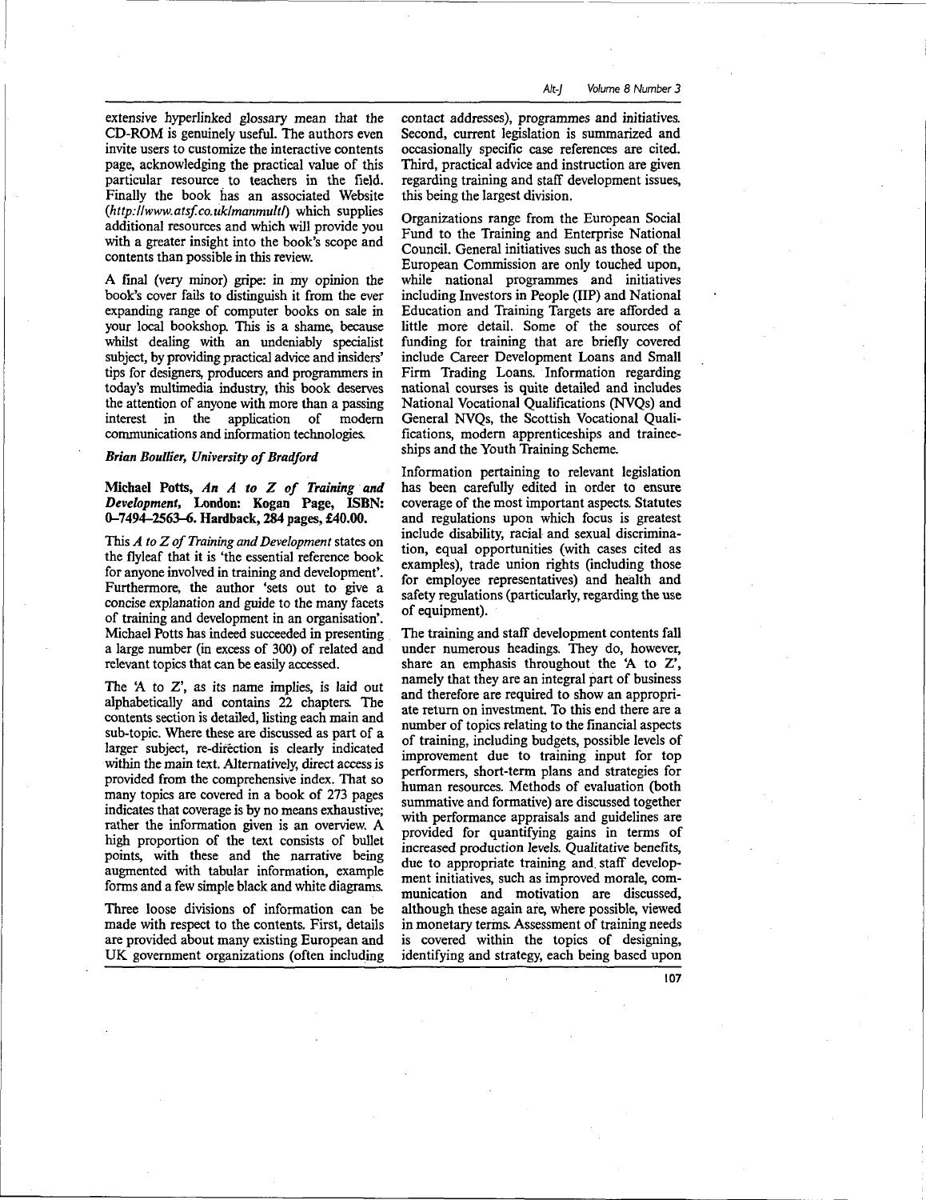extensive hyperlinked glossary mean that the CD-ROM is genuinely useful. The authors even invite users to customize the interactive contents page, acknowledging the practical value of this particular resource to teachers in the field. Finally the book has an associated Website (*http://www.atsf.co.uk/manmult/*) which supplies additional resources and which will provide you with a greater insight into the book's scope and contents than possible in this review.

A final (very minor) gripe: in my opinion the book's cover fails to distinguish it from the ever expanding range of computer books on sale in your local bookshop. This is a shame, because whilst dealing with an undeniably specialist subject, by providing practical advice and insiders' tips for designers, producers and programmers in today's multimedia industry, this book deserves the attention of anyone with more than a passing interest in the application of modern communications and information technologies.

***Brian Boullier, University of Bradford***

**Michael Potts, *An A to Z of Training and Development*, London: Kogan Page, ISBN: 0–7494–2563–6. Hardback, 284 pages, £40.00.**

This *A to Z of Training and Development* states on the flyleaf that it is 'the essential reference book for anyone involved in training and development'. Furthermore, the author 'sets out to give a concise explanation and guide to the many facets of training and development in an organisation'. Michael Potts has indeed succeeded in presenting a large number (in excess of 300) of related and relevant topics that can be easily accessed.

The 'A to Z', as its name implies, is laid out alphabetically and contains 22 chapters. The contents section is detailed, listing each main and sub-topic. Where these are discussed as part of a larger subject, re-direction is clearly indicated within the main text. Alternatively, direct access is provided from the comprehensive index. That so many topics are covered in a book of 273 pages indicates that coverage is by no means exhaustive; rather the information given is an overview. A high proportion of the text consists of bullet points, with these and the narrative being augmented with tabular information, example forms and a few simple black and white diagrams.

Three loose divisions of information can be made with respect to the contents. First, details are provided about many existing European and UK government organizations (often including contact addresses), programmes and initiatives. Second, current legislation is summarized and occasionally specific case references are cited. Third, practical advice and instruction are given regarding training and staff development issues, this being the largest division.

Organizations range from the European Social Fund to the Training and Enterprise National Council. General initiatives such as those of the European Commission are only touched upon, while national programmes and initiatives including Investors in People (IIP) and National Education and Training Targets are afforded a little more detail. Some of the sources of funding for training that are briefly covered include Career Development Loans and Small Firm Trading Loans. Information regarding national courses is quite detailed and includes National Vocational Qualifications (NVQs) and General NVQs, the Scottish Vocational Qualifications, modern apprenticeships and traineeships and the Youth Training Scheme.

Information pertaining to relevant legislation has been carefully edited in order to ensure coverage of the most important aspects. Statutes and regulations upon which focus is greatest include disability, racial and sexual discrimination, equal opportunities (with cases cited as examples), trade union rights (including those for employee representatives) and health and safety regulations (particularly, regarding the use of equipment).

The training and staff development contents fall under numerous headings. They do, however, share an emphasis throughout the 'A to Z', namely that they are an integral part of business and therefore are required to show an appropriate return on investment. To this end there are a number of topics relating to the financial aspects of training, including budgets, possible levels of improvement due to training input for top performers, short-term plans and strategies for human resources. Methods of evaluation (both summative and formative) are discussed together with performance appraisals and guidelines are provided for quantifying gains in terms of increased production levels. Qualitative benefits, due to appropriate training and staff development initiatives, such as improved morale, communication and motivation are discussed, although these again are, where possible, viewed in monetary terms. Assessment of training needs is covered within the topics of designing, identifying and strategy, each being based upon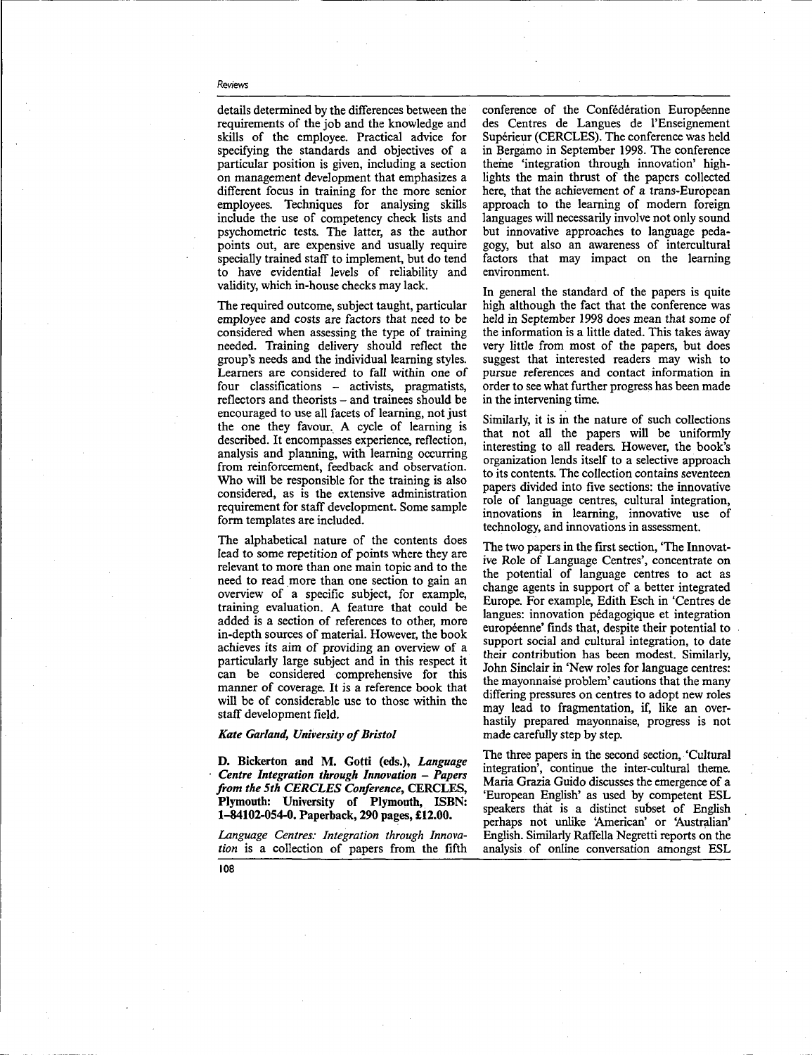details determined by the differences between the requirements of the job and the knowledge and skills of the employee. Practical advice for specifying the standards and objectives of a particular position is given, including a section on management development that emphasizes a different focus in training for the more senior employees. Techniques for analysing skills include the use of competency check lists and psychometric tests. The latter, as the author points out, are expensive and usually require specially trained staff to implement, but do tend to have evidential levels of reliability and validity, which in-house checks may lack.

The required outcome, subject taught, particular employee and costs are factors that need to be considered when assessing the type of training needed. Training delivery should reflect the group's needs and the individual learning styles. Learners are considered to fall within one of four classifications – activists, pragmatists, reflectors and theorists – and trainees should be encouraged to use all facets of learning, not just the one they favour. A cycle of learning is described. It encompasses experience, reflection, analysis and planning, with learning occurring from reinforcement, feedback and observation. Who will be responsible for the training is also considered, as is the extensive administration requirement for staff development. Some sample form templates are included.

The alphabetical nature of the contents does lead to some repetition of points where they are relevant to more than one main topic and to the need to read more than one section to gain an overview of a specific subject, for example, training evaluation. A feature that could be added is a section of references to other, more in-depth sources of material. However, the book achieves its aim of providing an overview of a particularly large subject and in this respect it can be considered comprehensive for this manner of coverage. It is a reference book that will be of considerable use to those within the staff development field.

***Kate Garland, University of Bristol***

**D. Bickerton and M. Gotti (eds.), *Language Centre Integration through Innovation – Papers from the 5th CERCLES Conference*, CERCLES, Plymouth: University of Plymouth, ISBN: 1-84102-054-0. Paperback, 290 pages, £12.00.**

*Language Centres: Integration through Innovation* is a collection of papers from the fifth conference of the Confédération Européenne des Centres de Langues de l'Enseignement Supérieur (CERCLES). The conference was held in Bergamo in September 1998. The conference theme 'integration through innovation' highlights the main thrust of the papers collected here, that the achievement of a trans-European approach to the learning of modern foreign languages will necessarily involve not only sound but innovative approaches to language pedagogy, but also an awareness of intercultural factors that may impact on the learning environment.

In general the standard of the papers is quite high although the fact that the conference was held in September 1998 does mean that some of the information is a little dated. This takes away very little from most of the papers, but does suggest that interested readers may wish to pursue references and contact information in order to see what further progress has been made in the intervening time.

Similarly, it is in the nature of such collections that not all the papers will be uniformly interesting to all readers. However, the book's organization lends itself to a selective approach to its contents. The collection contains seventeen papers divided into five sections: the innovative role of language centres, cultural integration, innovations in learning, innovative use of technology, and innovations in assessment.

The two papers in the first section, 'The Innovative Role of Language Centres', concentrate on the potential of language centres to act as change agents in support of a better integrated Europe. For example, Edith Esch in 'Centres de langues: innovation pédagogique et integration européenne' finds that, despite their potential to support social and cultural integration, to date their contribution has been modest. Similarly, John Sinclair in 'New roles for language centres: the mayonnaise problem' cautions that the many differing pressures on centres to adopt new roles may lead to fragmentation, if, like an over-hastily prepared mayonnaise, progress is not made carefully step by step.

The three papers in the second section, 'Cultural integration', continue the inter-cultural theme. Maria Grazia Guido discusses the emergence of a 'European English' as used by competent ESL speakers that is a distinct subset of English perhaps not unlike 'American' or 'Australian' English. Similarly Raffella Negretti reports on the analysis of online conversation amongst ESL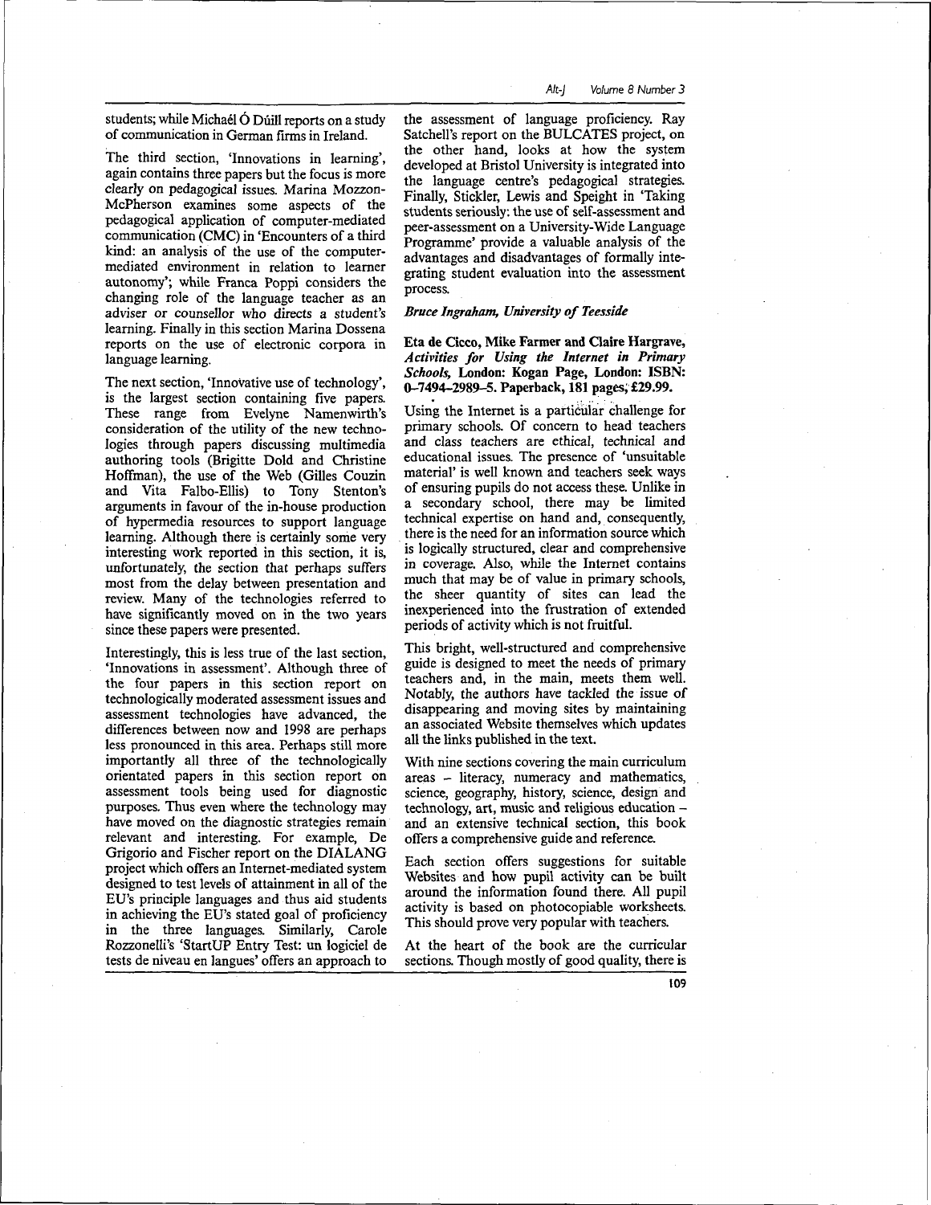students; while Michaél Ó Dúill reports on a study of communication in German firms in Ireland.

The third section, 'Innovations in learning', again contains three papers but the focus is more clearly on pedagogical issues. Marina Mozzon-McPherson examines some aspects of the pedagogical application of computer-mediated communication (CMC) in 'Encounters of a third kind: an analysis of the use of the computer-mediated environment in relation to learner autonomy'; while Franca Poppi considers the changing role of the language teacher as an adviser or counsellor who directs a student's learning. Finally in this section Marina Dossena reports on the use of electronic corpora in language learning.

The next section, 'Innovative use of technology', is the largest section containing five papers. These range from Evelyne Namenwirth's consideration of the utility of the new technologies through papers discussing multimedia authoring tools (Brigitte Dold and Christine Hoffman), the use of the Web (Gilles Couzin and Vita Falbo-Ellis) to Tony Stenton's arguments in favour of the in-house production of hypermedia resources to support language learning. Although there is certainly some very interesting work reported in this section, it is, unfortunately, the section that perhaps suffers most from the delay between presentation and review. Many of the technologies referred to have significantly moved on in the two years since these papers were presented.

Interestingly, this is less true of the last section, 'Innovations in assessment'. Although three of the four papers in this section report on technologically moderated assessment issues and assessment technologies have advanced, the differences between now and 1998 are perhaps less pronounced in this area. Perhaps still more importantly all three of the technologically orientated papers in this section report on assessment tools being used for diagnostic purposes. Thus even where the technology may have moved on the diagnostic strategies remain relevant and interesting. For example, De Grigorio and Fischer report on the DIALANG project which offers an Internet-mediated system designed to test levels of attainment in all of the EU's principle languages and thus aid students in achieving the EU's stated goal of proficiency in the three languages. Similarly, Carole Rozzonelli's 'StartUP Entry Test: un logiciel de tests de niveau en langues' offers an approach to the assessment of language proficiency. Ray Satchell's report on the BULCATES project, on the other hand, looks at how the system developed at Bristol University is integrated into the language centre's pedagogical strategies. Finally, Stickler, Lewis and Speight in 'Taking students seriously: the use of self-assessment and peer-assessment on a University-Wide Language Programme' provide a valuable analysis of the advantages and disadvantages of formally integrating student evaluation into the assessment process.

***Bruce Ingraham, University of Teesside***

**Eta de Cicco, Mike Farmer and Claire Hargrave, *Activities for Using the Internet in Primary Schools*, London: Kogan Page, London: ISBN: 0-7494-2989-5. Paperback, 181 pages, £29.99.**

Using the Internet is a particular challenge for primary schools. Of concern to head teachers and class teachers are ethical, technical and educational issues. The presence of 'unsuitable material' is well known and teachers seek ways of ensuring pupils do not access these. Unlike in a secondary school, there may be limited technical expertise on hand and, consequently, there is the need for an information source which is logically structured, clear and comprehensive in coverage. Also, while the Internet contains much that may be of value in primary schools, the sheer quantity of sites can lead the inexperienced into the frustration of extended periods of activity which is not fruitful.

This bright, well-structured and comprehensive guide is designed to meet the needs of primary teachers and, in the main, meets them well. Notably, the authors have tackled the issue of disappearing and moving sites by maintaining an associated Website themselves which updates all the links published in the text.

With nine sections covering the main curriculum areas – literacy, numeracy and mathematics, science, geography, history, science, design and technology, art, music and religious education – and an extensive technical section, this book offers a comprehensive guide and reference.

Each section offers suggestions for suitable Websites and how pupil activity can be built around the information found there. All pupil activity is based on photocopiable worksheets. This should prove very popular with teachers.

At the heart of the book are the curricular sections. Though mostly of good quality, there is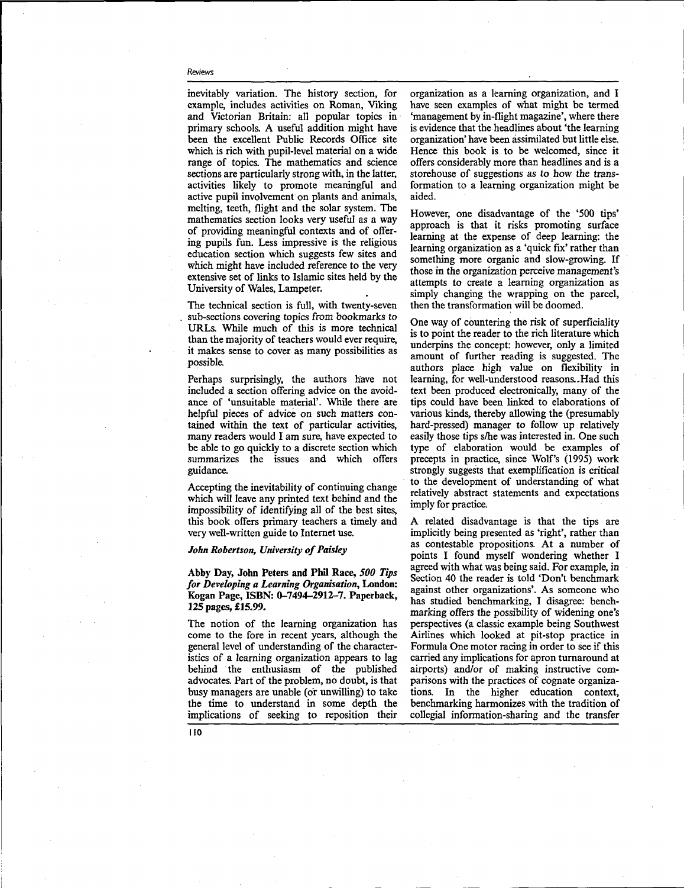inevitably variation. The history section, for example, includes activities on Roman, Viking and Victorian Britain: all popular topics in primary schools. A useful addition might have been the excellent Public Records Office site which is rich with pupil-level material on a wide range of topics. The mathematics and science sections are particularly strong with, in the latter, activities likely to promote meaningful and active pupil involvement on plants and animals, melting, teeth, flight and the solar system. The mathematics section looks very useful as a way of providing meaningful contexts and of offering pupils fun. Less impressive is the religious education section which suggests few sites and which might have included reference to the very extensive set of links to Islamic sites held by the University of Wales, Lampeter.

The technical section is full, with twenty-seven sub-sections covering topics from bookmarks to URLs. While much of this is more technical than the majority of teachers would ever require, it makes sense to cover as many possibilities as possible.

Perhaps surprisingly, the authors have not included a section offering advice on the avoidance of 'unsuitable material'. While there are helpful pieces of advice on such matters contained within the text of particular activities, many readers would I am sure, have expected to be able to go quickly to a discrete section which summarizes the issues and which offers guidance.

Accepting the inevitability of continuing change which will leave any printed text behind and the impossibility of identifying all of the best sites, this book offers primary teachers a timely and very well-written guide to Internet use.

***John Robertson, University of Paisley***

**Abby Day, John Peters and Phil Race, *500 Tips for Developing a Learning Organisation*, London: Kogan Page, ISBN: 0–7494–2912–7. Paperback, 125 pages, £15.99.**

The notion of the learning organization has come to the fore in recent years, although the general level of understanding of the characteristics of a learning organization appears to lag behind the enthusiasm of the published advocates. Part of the problem, no doubt, is that busy managers are unable (or unwilling) to take the time to understand in some depth the implications of seeking to reposition their organization as a learning organization, and I have seen examples of what might be termed 'management by in-flight magazine', where there is evidence that the headlines about 'the learning organization' have been assimilated but little else. Hence this book is to be welcomed, since it offers considerably more than headlines and is a storehouse of suggestions as to how the transformation to a learning organization might be aided.

However, one disadvantage of the '500 tips' approach is that it risks promoting surface learning at the expense of deep learning: the learning organization as a 'quick fix' rather than something more organic and slow-growing. If those in the organization perceive management's attempts to create a learning organization as simply changing the wrapping on the parcel, then the transformation will be doomed.

One way of countering the risk of superficiality is to point the reader to the rich literature which underpins the concept: however, only a limited amount of further reading is suggested. The authors place high value on flexibility in learning, for well-understood reasons. Had this text been produced electronically, many of the tips could have been linked to elaborations of various kinds, thereby allowing the (presumably hard-pressed) manager to follow up relatively easily those tips s/he was interested in. One such type of elaboration would be examples of precepts in practice, since Wolf's (1995) work strongly suggests that exemplification is critical to the development of understanding of what relatively abstract statements and expectations imply for practice.

A related disadvantage is that the tips are implicitly being presented as 'right', rather than as contestable propositions. At a number of points I found myself wondering whether I agreed with what was being said. For example, in Section 40 the reader is told 'Don't benchmark against other organizations'. As someone who has studied benchmarking, I disagree: benchmarking offers the possibility of widening one's perspectives (a classic example being Southwest Airlines which looked at pit-stop practice in Formula One motor racing in order to see if this carried any implications for apron turnaround at airports) and/or of making instructive comparisons with the practices of cognate organizations. In the higher education context, benchmarking harmonizes with the tradition of collegial information-sharing and the transfer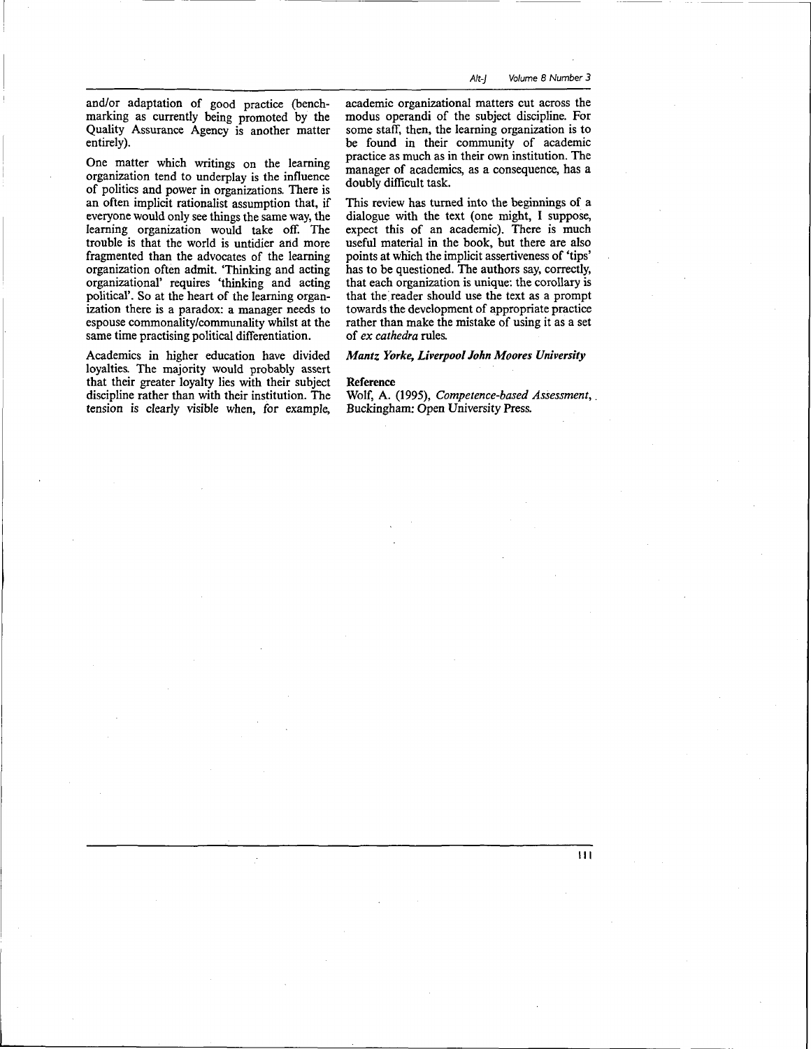and/or adaptation of good practice (benchmarking as currently being promoted by the Quality Assurance Agency is another matter entirely).

One matter which writings on the learning organization tend to underplay is the influence of politics and power in organizations. There is an often implicit rationalist assumption that, if everyone would only see things the same way, the learning organization would take off. The trouble is that the world is untidier and more fragmented than the advocates of the learning organization often admit. 'Thinking and acting organizational' requires 'thinking and acting political'. So at the heart of the learning organization there is a paradox: a manager needs to espouse commonality/communality whilst at the same time practising political differentiation.

Academics in higher education have divided loyalties. The majority would probably assert that their greater loyalty lies with their subject discipline rather than with their institution. The tension is clearly visible when, for example, academic organizational matters cut across the modus operandi of the subject discipline. For some staff, then, the learning organization is to be found in their community of academic practice as much as in their own institution. The manager of academics, as a consequence, has a doubly difficult task.

This review has turned into the beginnings of a dialogue with the text (one might, I suppose, expect this of an academic). There is much useful material in the book, but there are also points at which the implicit assertiveness of 'tips' has to be questioned. The authors say, correctly, that each organization is unique: the corollary is that the reader should use the text as a prompt towards the development of appropriate practice rather than make the mistake of using it as a set of *ex cathedra* rules.

***Mantz Yorke, Liverpool John Moores University***

**Reference**

Wolf, A. (1995), *Competence-based Assessment*, Buckingham: Open University Press.